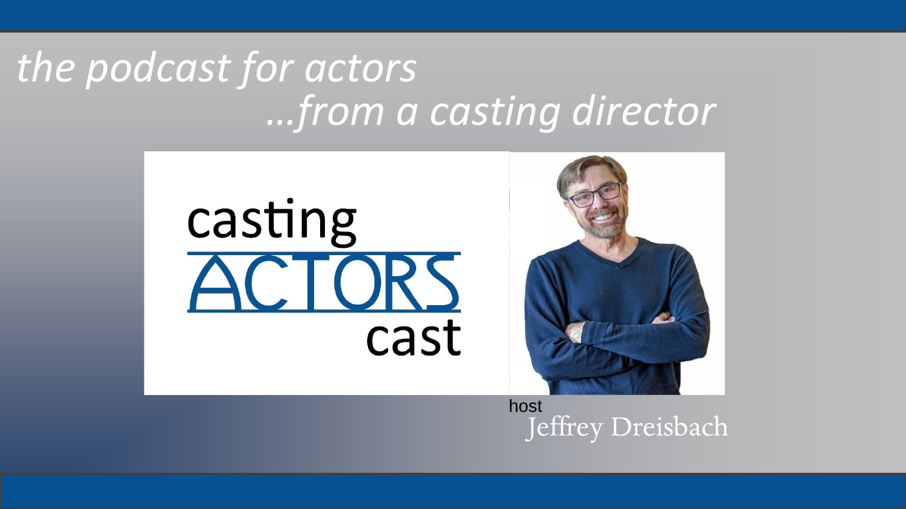*the podcast for actors*
*…from a casting director*

casting
ACTORS
cast

host
Jeffrey Dreisbach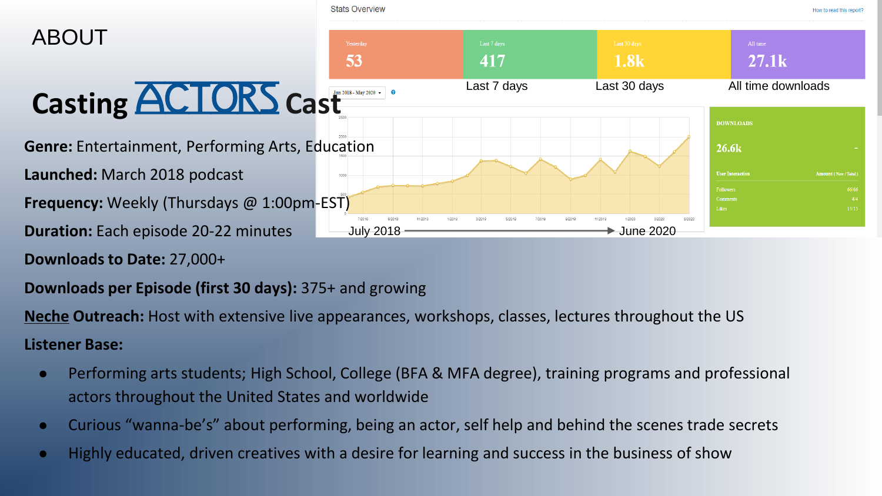# ABOUT

## Casting ACTORS Cast

Stats Overview

How to read this report?

| Yesterday | Last 7 days | Last 30 days | All time |
| --- | --- | --- | --- |
| 53 | 417 | 1.8k | 27.1k |
| | Last 7 days | Last 30 days | All time downloads |

Jan 2018 - May 2020

July 2018 → June 2020

**DOWNLOADS**

**26.6k**

| User Interaction | Amount ( New / Total ) |
| --- | --- |
| Followers | 66/66 |
| Comments | 4/4 |
| Likes | 15/15 |

**Genre:** Entertainment, Performing Arts, Education

**Launched:** March 2018 podcast

**Frequency:** Weekly (Thursdays @ 1:00pm-EST)

**Duration:** Each episode 20-22 minutes

**Downloads to Date:** 27,000+

**Downloads per Episode (first 30 days):** 375+ and growing

**Neche Outreach:** Host with extensive live appearances, workshops, classes, lectures throughout the US

**Listener Base:**

- Performing arts students; High School, College (BFA & MFA degree), training programs and professional actors throughout the United States and worldwide
- Curious "wanna-be's" about performing, being an actor, self help and behind the scenes trade secrets
- Highly educated, driven creatives with a desire for learning and success in the business of show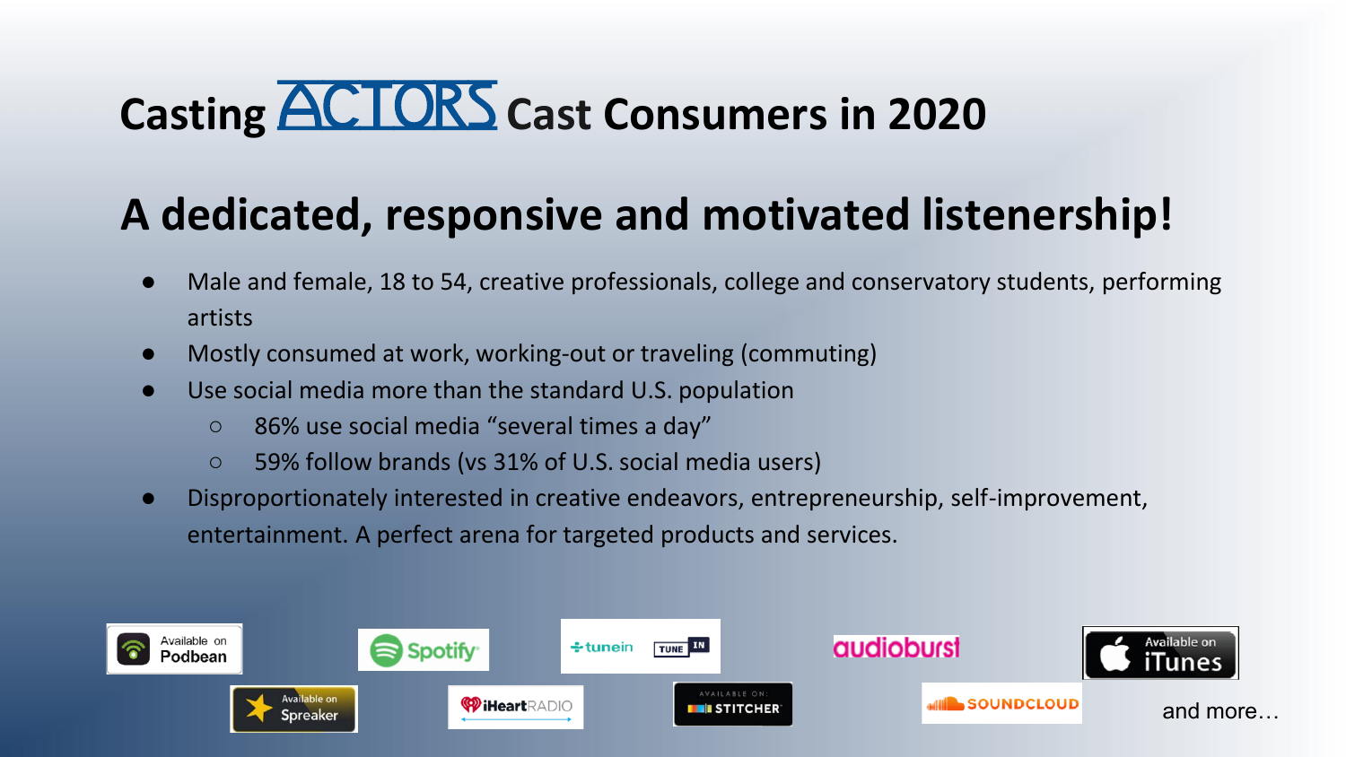# Casting ACTORS Cast Consumers in 2020

## A dedicated, responsive and motivated listenership!

- Male and female, 18 to 54, creative professionals, college and conservatory students, performing artists
- Mostly consumed at work, working-out or traveling (commuting)
- Use social media more than the standard U.S. population
    - 86% use social media “several times a day”
    - 59% follow brands (vs 31% of U.S. social media users)
- Disproportionately interested in creative endeavors, entrepreneurship, self-improvement, entertainment. A perfect arena for targeted products and services.

Available on Podbean | Spotify | tunein TUNE IN | audioburst | Available on iTunes | Available on Spreaker | iHeartRADIO | AVAILABLE ON: STITCHER | SOUNDCLOUD

and more…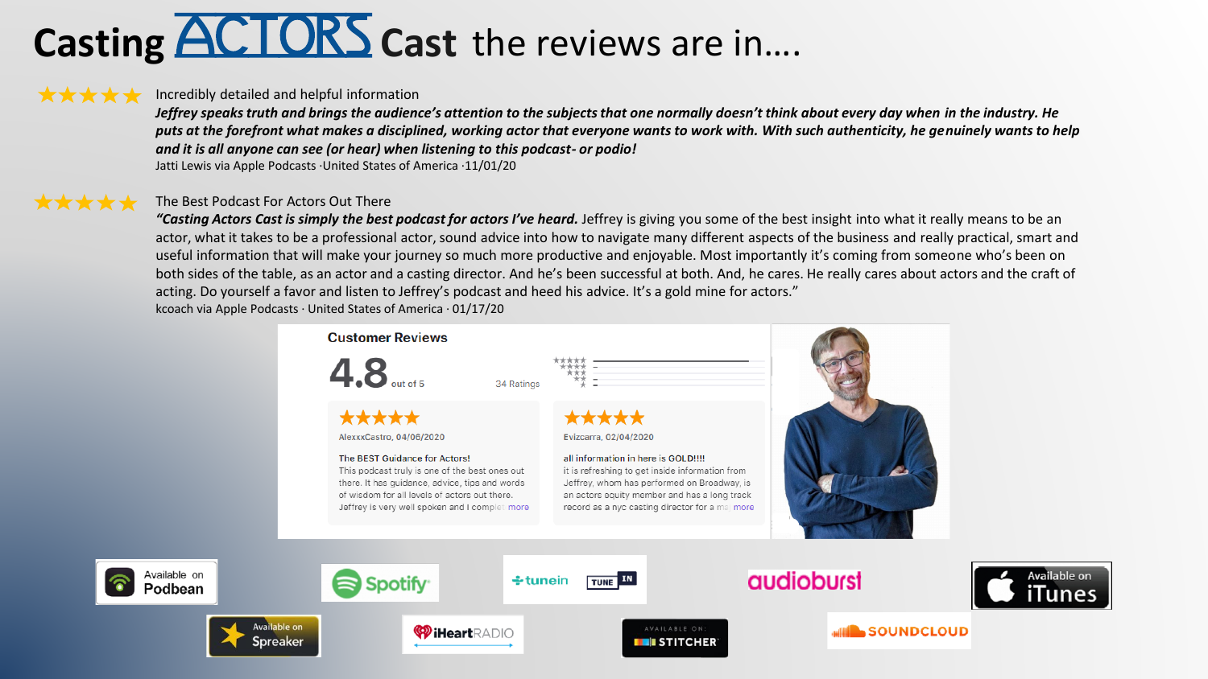# Casting ACTORS Cast the reviews are in….

★★★★★ Incredibly detailed and helpful information

***Jeffrey speaks truth and brings the audience's attention to the subjects that one normally doesn't think about every day when in the industry. He puts at the forefront what makes a disciplined, working actor that everyone wants to work with. With such authenticity, he genuinely wants to help and it is all anyone can see (or hear) when listening to this podcast- or podio!***

Jatti Lewis via Apple Podcasts ·United States of America ·11/01/20

★★★★★ The Best Podcast For Actors Out There

***"Casting Actors Cast is simply the best podcast for actors I've heard.*** Jeffrey is giving you some of the best insight into what it really means to be an actor, what it takes to be a professional actor, sound advice into how to navigate many different aspects of the business and really practical, smart and useful information that will make your journey so much more productive and enjoyable. Most importantly it's coming from someone who's been on both sides of the table, as an actor and a casting director. And he's been successful at both. And, he cares. He really cares about actors and the craft of acting. Do yourself a favor and listen to Jeffrey's podcast and heed his advice. It's a gold mine for actors."

kcoach via Apple Podcasts · United States of America · 01/17/20

**Customer Reviews**

4.8 out of 5 — 34 Ratings

★★★★★ AlexxxCastro, 04/06/2020

The BEST Guidance for Actors!

This podcast truly is one of the best ones out there. It has guidance, advice, tips and words of wisdom for all levels of actors out there. Jeffrey is very well spoken and I comple… more

★★★★★ Evizcarra, 02/04/2020

all information in here is GOLD!!!!

it is refreshing to get inside information from Jeffrey, whom has performed on Broadway, is an actors equity member and has a long track record as a nyc casting director for a ma… more

Available on Podbean · Spotify · tunein · TUNE IN · audioburst · Available on iTunes · Available on Spreaker · iHeartRADIO · Available on: STITCHER · SOUNDCLOUD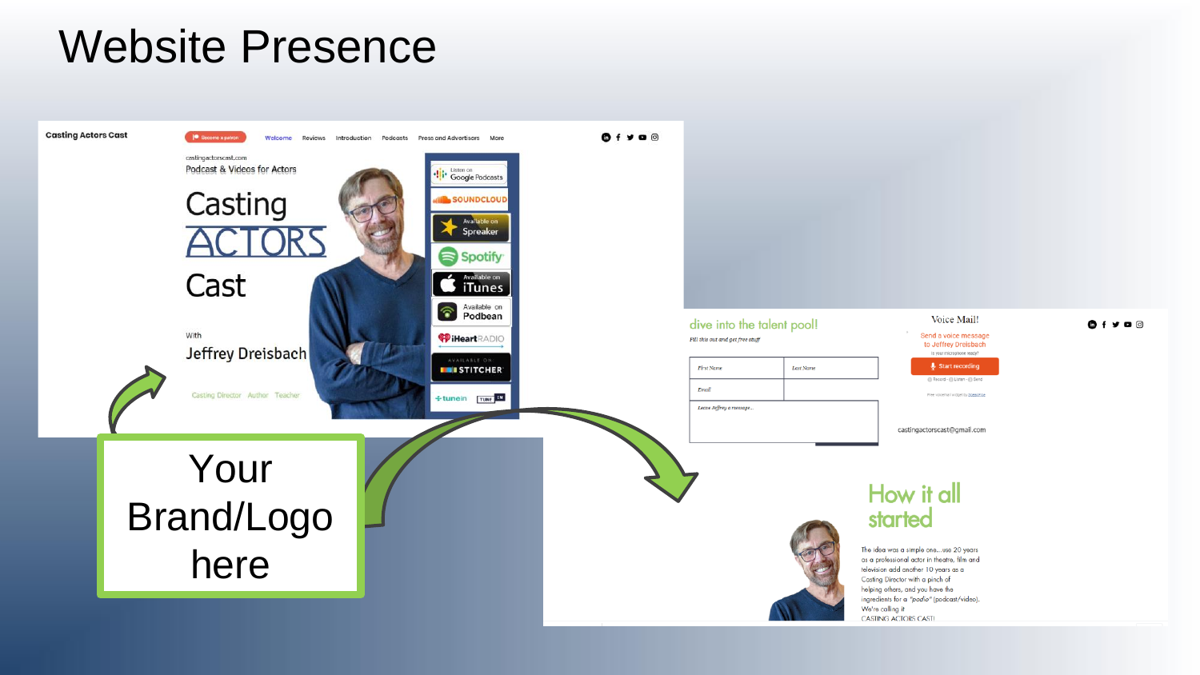# Website Presence

Casting Actors Cast

Become a patron

Welcome | Reviews | Introduction | Podcasts | Press and Advertisers | More

castingactorscast.com

Podcast & Videos for Actors

Casting ACTORS Cast

With

Jeffrey Dreisbach

Casting Director Author Teacher

Listen on Google Podcasts

SOUNDCLOUD

Available on Spreaker

Spotify

Available on iTunes

Available on Podbean

iHeartRADIO

AVAILABLE ON STITCHER

tunein

dive into the talent pool!

Fill this out and get free stuff

First Name | Last Name

Email

Leave Jeffrey a message...

Voice Mail!

Send a voice message to Jeffrey Dreisbach

Start recording

castingactorscast@gmail.com

How it all started

The idea was a simple one...use 20 years as a professional actor in theatre, film and television add another 10 years as a Casting Director with a pinch of helping others, and you have the ingredients for a "podio" (podcast/video). We're calling it CASTING ACTORS CAST!

Your Brand/Logo here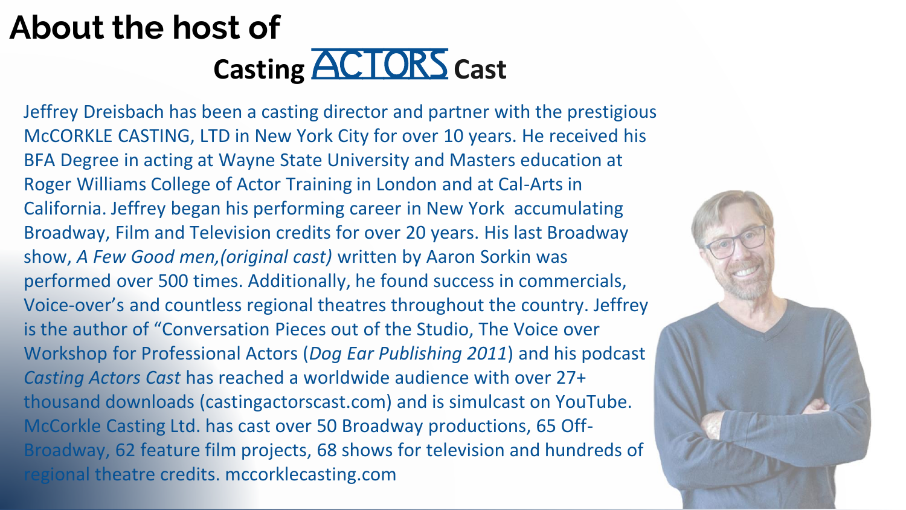# About the host of Casting ACTORS Cast

Jeffrey Dreisbach has been a casting director and partner with the prestigious McCORKLE CASTING, LTD in New York City for over 10 years. He received his BFA Degree in acting at Wayne State University and Masters education at Roger Williams College of Actor Training in London and at Cal-Arts in California. Jeffrey began his performing career in New York accumulating Broadway, Film and Television credits for over 20 years. His last Broadway show, *A Few Good men,(original cast)* written by Aaron Sorkin was performed over 500 times. Additionally, he found success in commercials, Voice-over's and countless regional theatres throughout the country. Jeffrey is the author of "Conversation Pieces out of the Studio, The Voice over Workshop for Professional Actors (*Dog Ear Publishing 2011*) and his podcast *Casting Actors Cast* has reached a worldwide audience with over 27+ thousand downloads (castingactorscast.com) and is simulcast on YouTube. McCorkle Casting Ltd. has cast over 50 Broadway productions, 65 Off-Broadway, 62 feature film projects, 68 shows for television and hundreds of regional theatre credits. mccorklecasting.com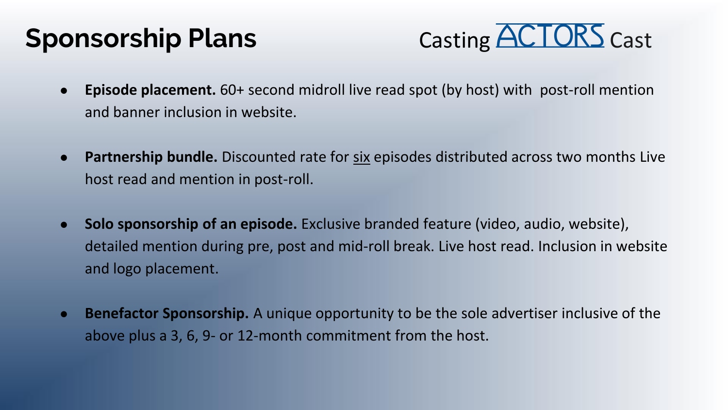# Sponsorship Plans

Casting ACTORS Cast

- **Episode placement.** 60+ second midroll live read spot (by host) with post-roll mention and banner inclusion in website.
- **Partnership bundle.** Discounted rate for <u>six</u> episodes distributed across two months Live host read and mention in post-roll.
- **Solo sponsorship of an episode.** Exclusive branded feature (video, audio, website), detailed mention during pre, post and mid-roll break. Live host read. Inclusion in website and logo placement.
- **Benefactor Sponsorship.** A unique opportunity to be the sole advertiser inclusive of the above plus a 3, 6, 9- or 12-month commitment from the host.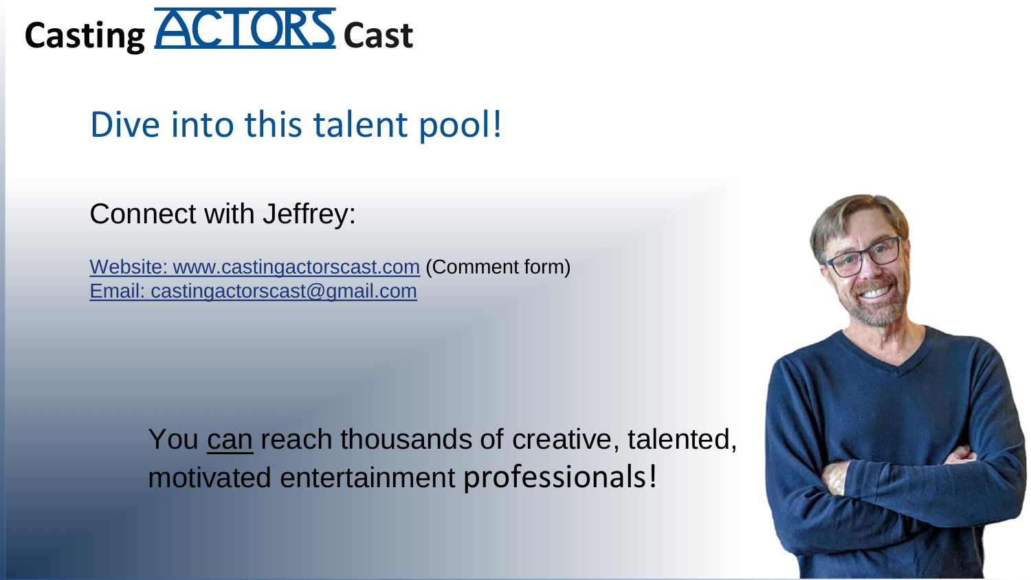# Casting ACTORS Cast

## Dive into this talent pool!

Connect with Jeffrey:

Website: www.castingactorscast.com (Comment form)
Email: castingactorscast@gmail.com

You <u>can</u> reach thousands of creative, talented, motivated entertainment professionals!